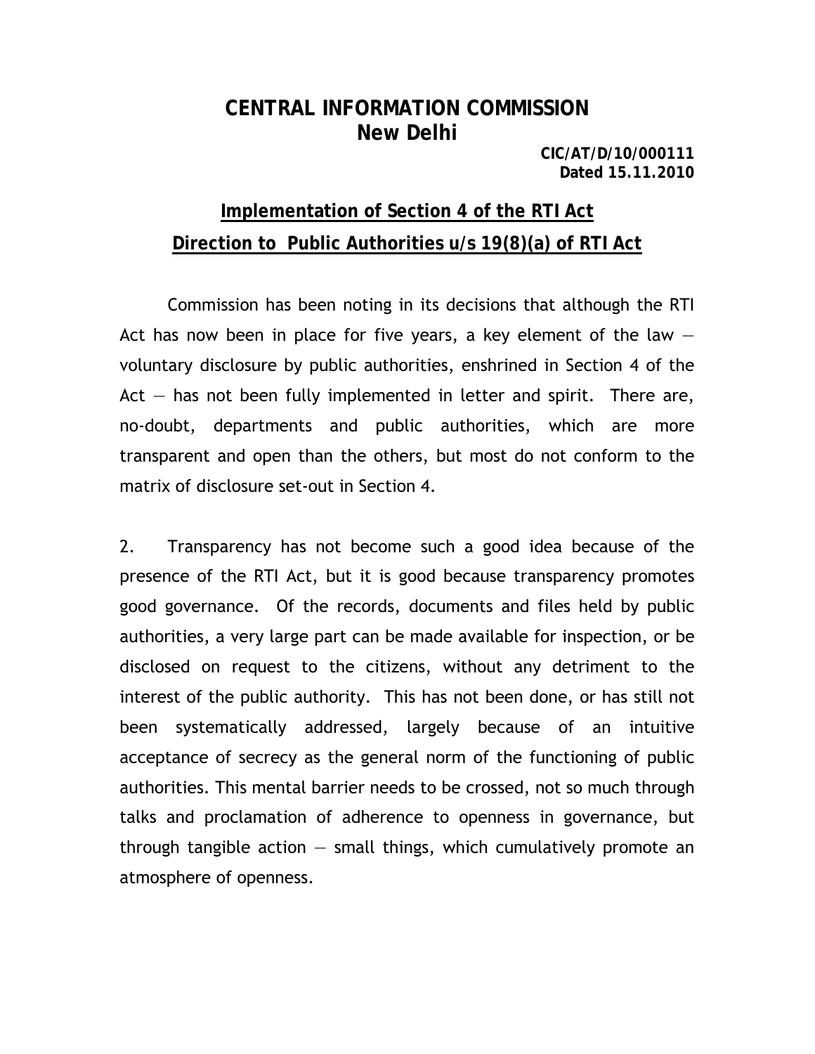# CENTRAL INFORMATION COMMISSION
## New Delhi

**CIC/AT/D/10/000111**
**Dated 15.11.2010**

## Implementation of Section 4 of the RTI Act

## Direction to Public Authorities u/s 19(8)(a) of RTI Act

Commission has been noting in its decisions that although the RTI Act has now been in place for five years, a key element of the law — voluntary disclosure by public authorities, enshrined in Section 4 of the Act — has not been fully implemented in letter and spirit. There are, no-doubt, departments and public authorities, which are more transparent and open than the others, but most do not conform to the matrix of disclosure set-out in Section 4.

2. Transparency has not become such a good idea because of the presence of the RTI Act, but it is good because transparency promotes good governance. Of the records, documents and files held by public authorities, a very large part can be made available for inspection, or be disclosed on request to the citizens, without any detriment to the interest of the public authority. This has not been done, or has still not been systematically addressed, largely because of an intuitive acceptance of secrecy as the general norm of the functioning of public authorities. This mental barrier needs to be crossed, not so much through talks and proclamation of adherence to openness in governance, but through tangible action — small things, which cumulatively promote an atmosphere of openness.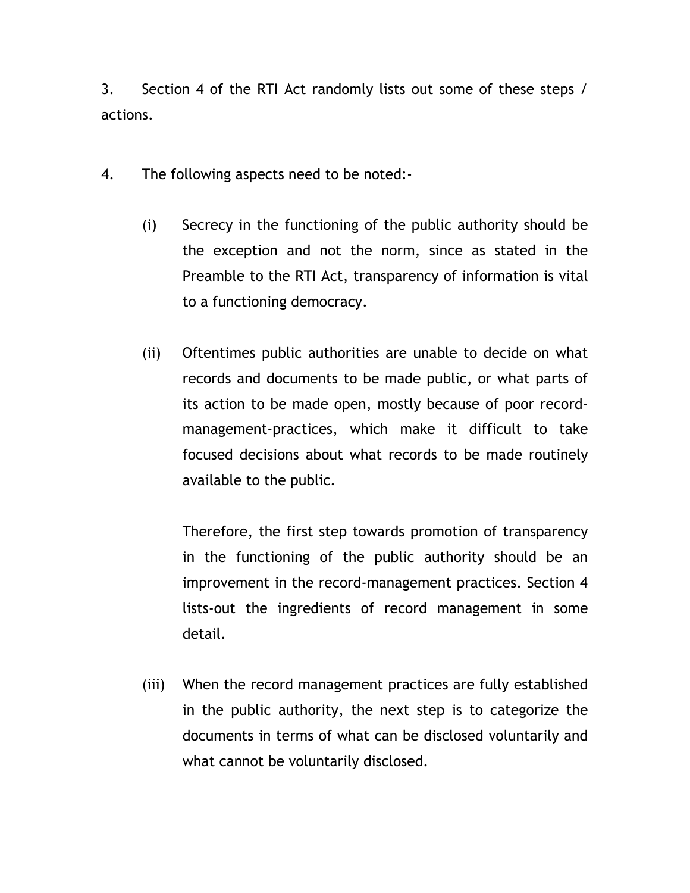3. Section 4 of the RTI Act randomly lists out some of these steps / actions.

4. The following aspects need to be noted:-

   (i) Secrecy in the functioning of the public authority should be the exception and not the norm, since as stated in the Preamble to the RTI Act, transparency of information is vital to a functioning democracy.

   (ii) Oftentimes public authorities are unable to decide on what records and documents to be made public, or what parts of its action to be made open, mostly because of poor record-management-practices, which make it difficult to take focused decisions about what records to be made routinely available to the public.

   Therefore, the first step towards promotion of transparency in the functioning of the public authority should be an improvement in the record-management practices. Section 4 lists-out the ingredients of record management in some detail.

   (iii) When the record management practices are fully established in the public authority, the next step is to categorize the documents in terms of what can be disclosed voluntarily and what cannot be voluntarily disclosed.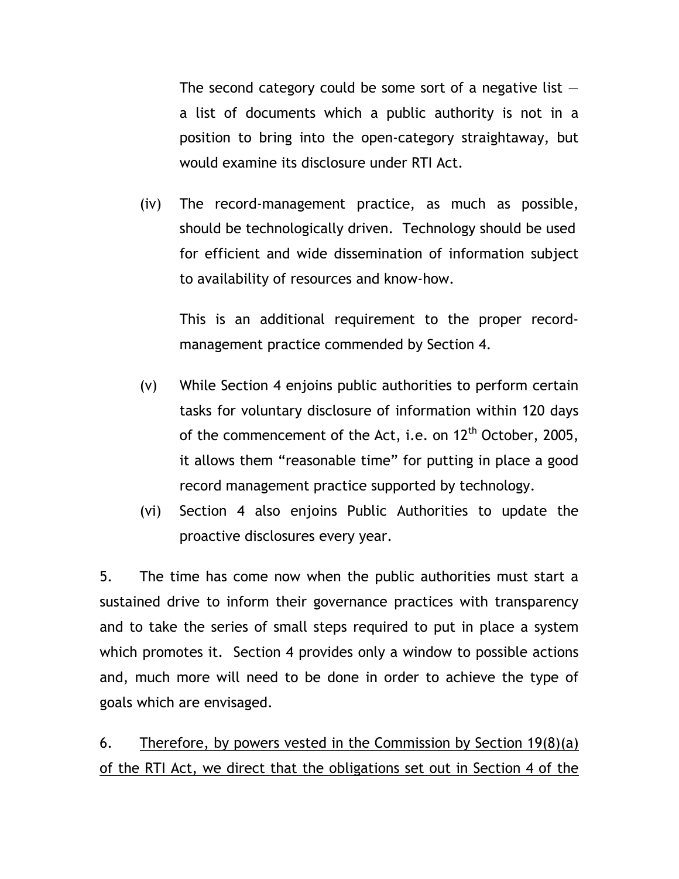The second category could be some sort of a negative list — a list of documents which a public authority is not in a position to bring into the open-category straightaway, but would examine its disclosure under RTI Act.

(iv) The record-management practice, as much as possible, should be technologically driven. Technology should be used for efficient and wide dissemination of information subject to availability of resources and know-how.

This is an additional requirement to the proper record-management practice commended by Section 4.

(v) While Section 4 enjoins public authorities to perform certain tasks for voluntary disclosure of information within 120 days of the commencement of the Act, i.e. on 12th October, 2005, it allows them "reasonable time" for putting in place a good record management practice supported by technology.

(vi) Section 4 also enjoins Public Authorities to update the proactive disclosures every year.

5. The time has come now when the public authorities must start a sustained drive to inform their governance practices with transparency and to take the series of small steps required to put in place a system which promotes it. Section 4 provides only a window to possible actions and, much more will need to be done in order to achieve the type of goals which are envisaged.

6. <u>Therefore, by powers vested in the Commission by Section 19(8)(a) of the RTI Act, we direct that the obligations set out in Section 4 of the</u>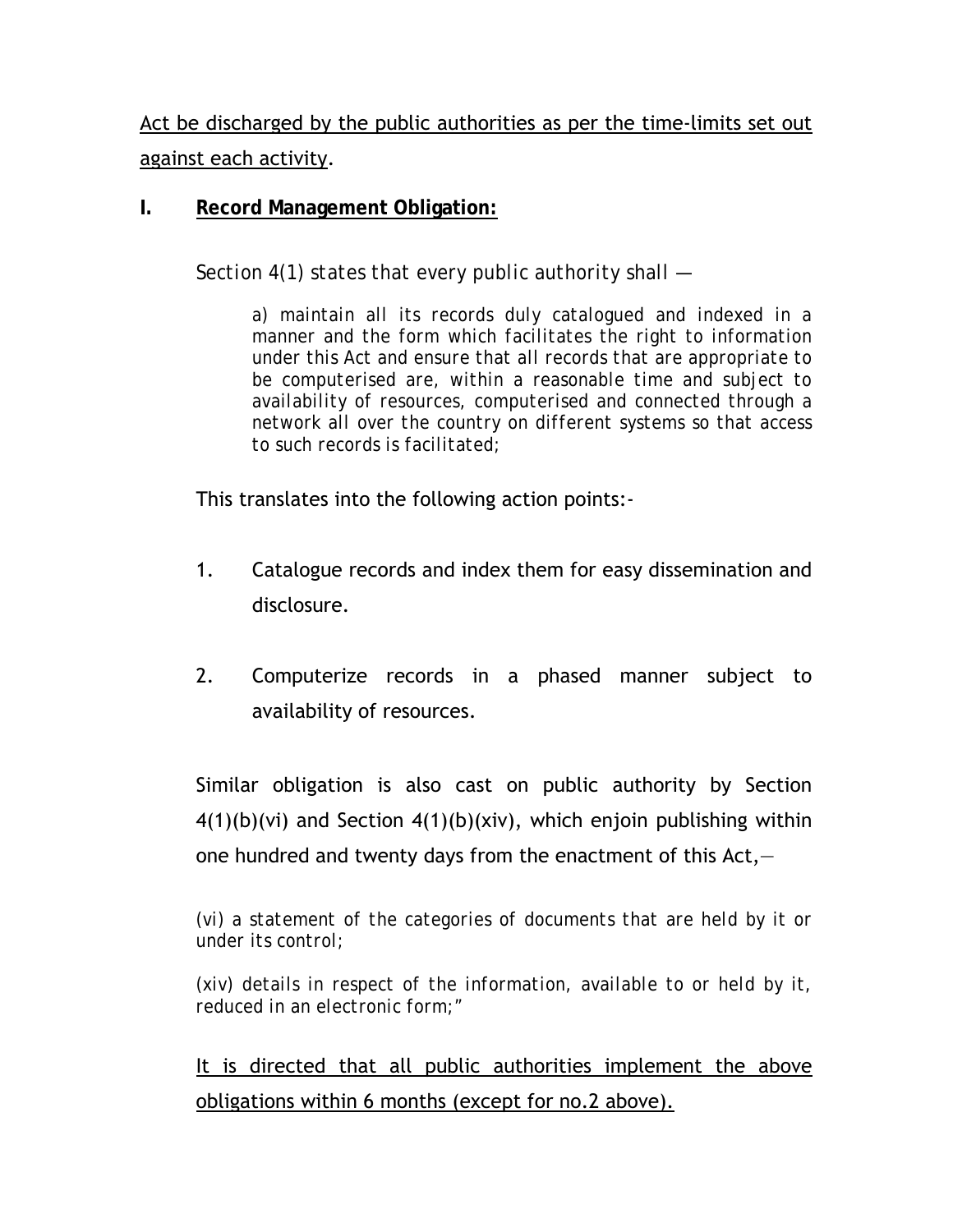<u>Act be discharged by the public authorities as per the time-limits set out against each activity</u>.

## I. <u>**Record Management Obligation:**</u>

*Section 4(1) states that every public authority shall —*

> *a) maintain all its records duly catalogued and indexed in a manner and the form which facilitates the right to information under this Act and ensure that all records that are appropriate to be computerised are, within a reasonable time and subject to availability of resources, computerised and connected through a network all over the country on different systems so that access to such records is facilitated;*

This translates into the following action points:-

1. Catalogue records and index them for easy dissemination and disclosure.

2. Computerize records in a phased manner subject to availability of resources.

Similar obligation is also cast on public authority by Section 4(1)(b)(vi) and Section 4(1)(b)(xiv), which enjoin publishing within one hundred and twenty days from the enactment of this Act,—

*(vi) a statement of the categories of documents that are held by it or under its control;*

*(xiv) details in respect of the information, available to or held by it, reduced in an electronic form;"*

<u>It is directed that all public authorities implement the above obligations within 6 months (except for no.2 above).</u>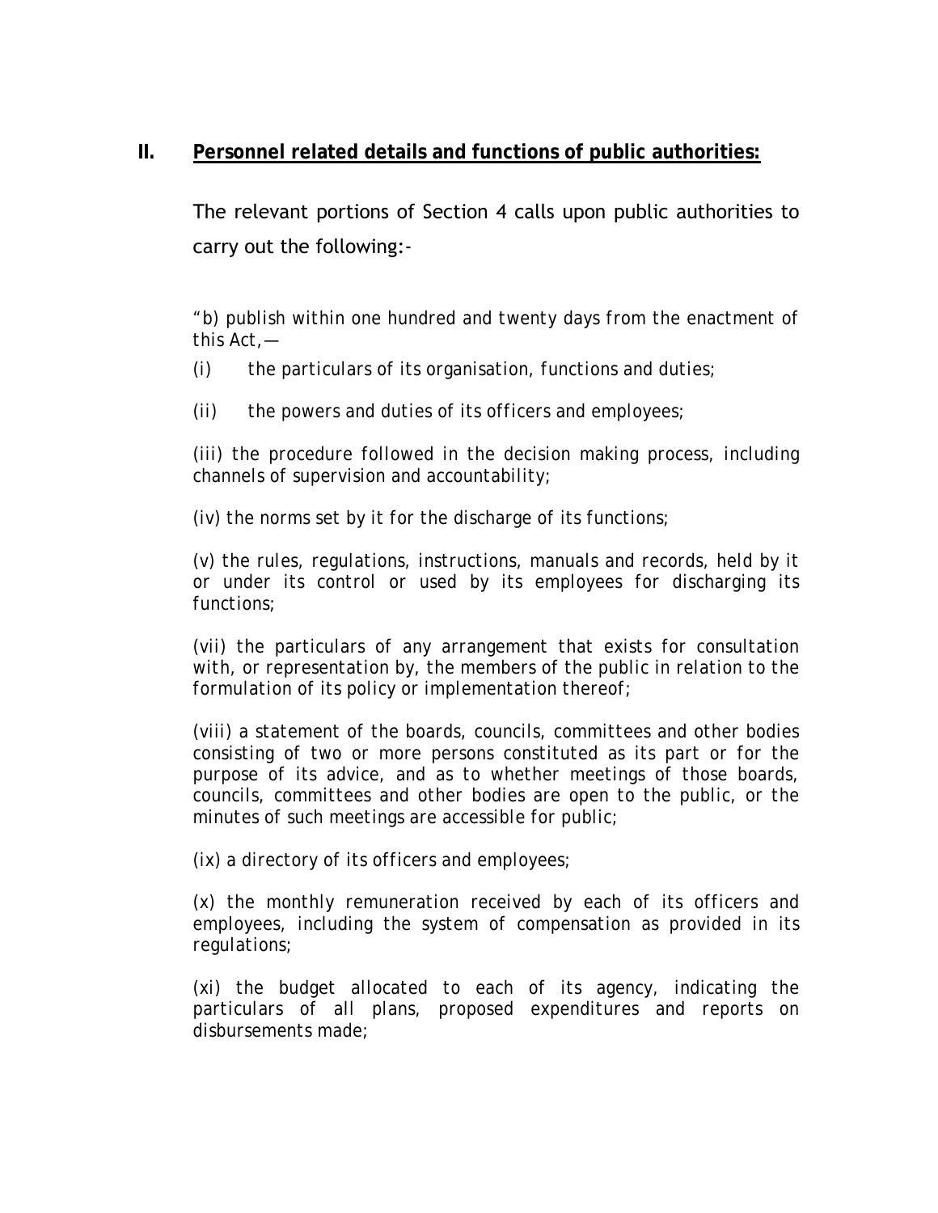## II. Personnel related details and functions of public authorities:

The relevant portions of Section 4 calls upon public authorities to carry out the following:-

*"b) publish within one hundred and twenty days from the enactment of this Act,—*

*(i) the particulars of its organisation, functions and duties;*

*(ii) the powers and duties of its officers and employees;*

*(iii) the procedure followed in the decision making process, including channels of supervision and accountability;*

*(iv) the norms set by it for the discharge of its functions;*

*(v) the rules, regulations, instructions, manuals and records, held by it or under its control or used by its employees for discharging its functions;*

*(vii) the particulars of any arrangement that exists for consultation with, or representation by, the members of the public in relation to the formulation of its policy or implementation thereof;*

*(viii) a statement of the boards, councils, committees and other bodies consisting of two or more persons constituted as its part or for the purpose of its advice, and as to whether meetings of those boards, councils, committees and other bodies are open to the public, or the minutes of such meetings are accessible for public;*

*(ix) a directory of its officers and employees;*

*(x) the monthly remuneration received by each of its officers and employees, including the system of compensation as provided in its regulations;*

*(xi) the budget allocated to each of its agency, indicating the particulars of all plans, proposed expenditures and reports on disbursements made;*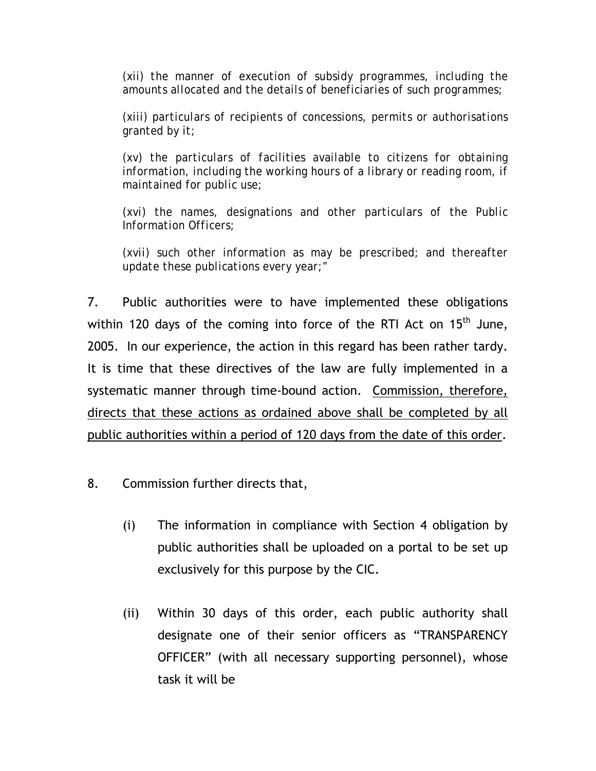(xii) the manner of execution of subsidy programmes, including the amounts allocated and the details of beneficiaries of such programmes;

(xiii) particulars of recipients of concessions, permits or authorisations granted by it;

(xv) the particulars of facilities available to citizens for obtaining information, including the working hours of a library or reading room, if maintained for public use;

(xvi) the names, designations and other particulars of the Public Information Officers;

(xvii) such other information as may be prescribed; and thereafter update these publications every year;"

7. Public authorities were to have implemented these obligations within 120 days of the coming into force of the RTI Act on 15th June, 2005. In our experience, the action in this regard has been rather tardy. It is time that these directives of the law are fully implemented in a systematic manner through time-bound action. Commission, therefore, directs that these actions as ordained above shall be completed by all public authorities within a period of 120 days from the date of this order.

8. Commission further directs that,

(i) The information in compliance with Section 4 obligation by public authorities shall be uploaded on a portal to be set up exclusively for this purpose by the CIC.

(ii) Within 30 days of this order, each public authority shall designate one of their senior officers as "TRANSPARENCY OFFICER" (with all necessary supporting personnel), whose task it will be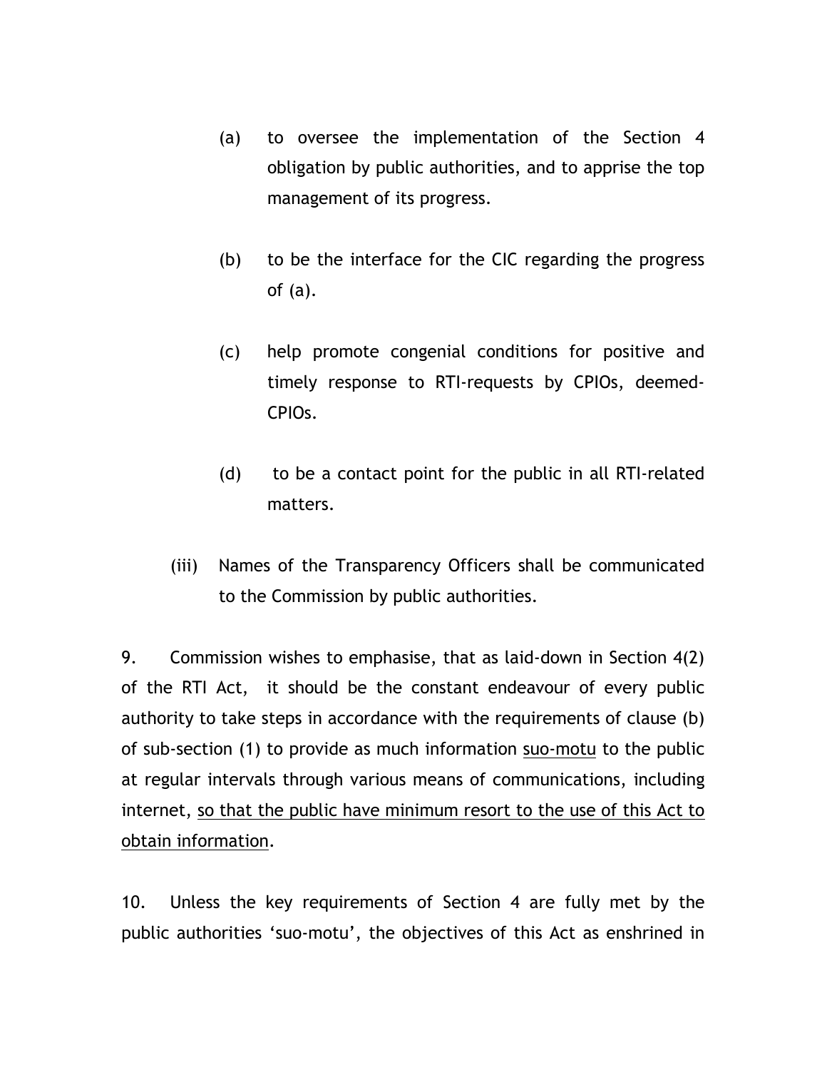(a) to oversee the implementation of the Section 4 obligation by public authorities, and to apprise the top management of its progress.

(b) to be the interface for the CIC regarding the progress of (a).

(c) help promote congenial conditions for positive and timely response to RTI-requests by CPIOs, deemed-CPIOs.

(d) to be a contact point for the public in all RTI-related matters.

(iii) Names of the Transparency Officers shall be communicated to the Commission by public authorities.

9. Commission wishes to emphasise, that as laid-down in Section 4(2) of the RTI Act, it should be the constant endeavour of every public authority to take steps in accordance with the requirements of clause (b) of sub-section (1) to provide as much information <u>suo-motu</u> to the public at regular intervals through various means of communications, including internet, <u>so that the public have minimum resort to the use of this Act to obtain information</u>.

10. Unless the key requirements of Section 4 are fully met by the public authorities 'suo-motu', the objectives of this Act as enshrined in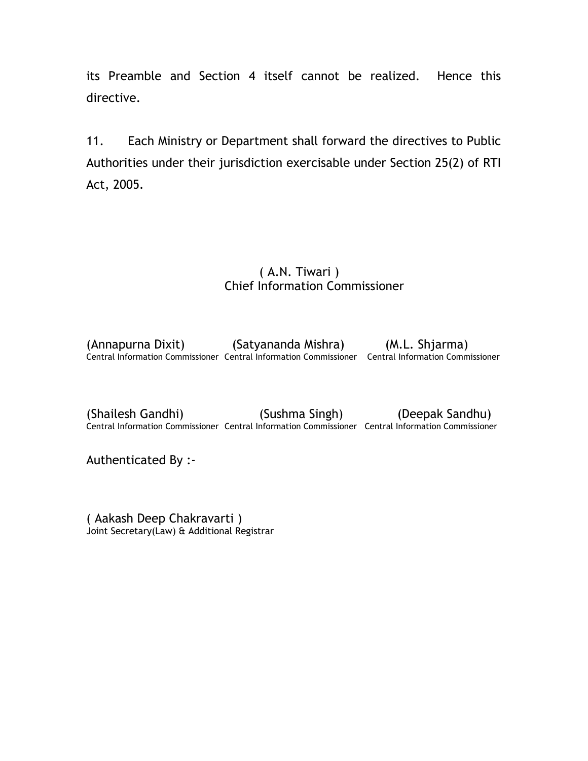its Preamble and Section 4 itself cannot be realized. Hence this directive.

11. Each Ministry or Department shall forward the directives to Public Authorities under their jurisdiction exercisable under Section 25(2) of RTI Act, 2005.

( A.N. Tiwari )
Chief Information Commissioner

(Annapurna Dixit)
Central Information Commissioner

(Satyananda Mishra)
Central Information Commissioner

(M.L. Shjarma)
Central Information Commissioner

(Shailesh Gandhi)
Central Information Commissioner

(Sushma Singh)
Central Information Commissioner

(Deepak Sandhu)
Central Information Commissioner

Authenticated By :-

( Aakash Deep Chakravarti )
Joint Secretary(Law) & Additional Registrar